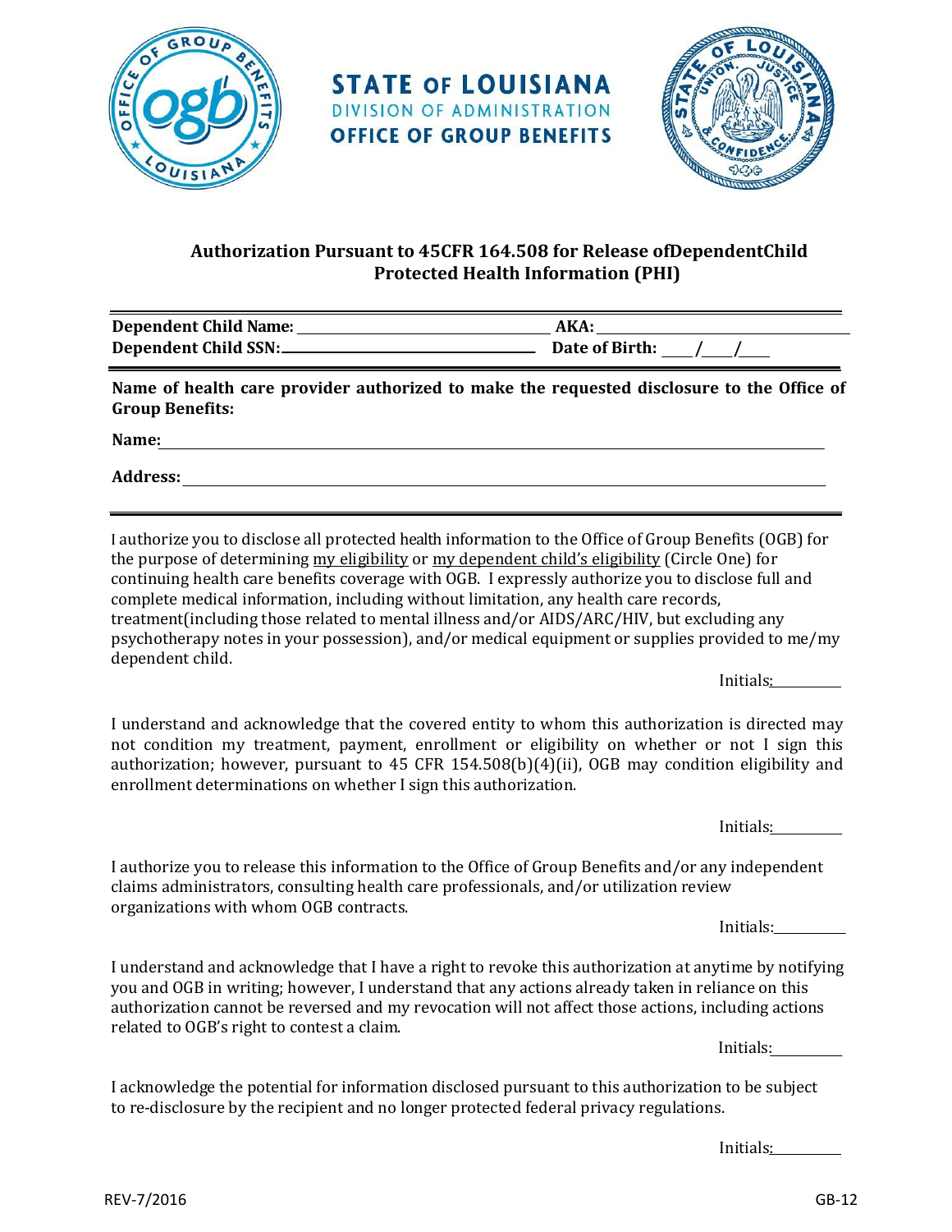**STATE OF LOUISIANA**
DIVISION OF ADMINISTRATION
**OFFICE OF GROUP BENEFITS**

## Authorization Pursuant to 45CFR 164.508 for Release ofDependentChild Protected Health Information (PHI)

**Dependent Child Name:** ______________________ **AKA:** ______________________
**Dependent Child SSN:** ______________________ **Date of Birth:** ____/____/____

**Name of health care provider authorized to make the requested disclosure to the Office of Group Benefits:**

**Name:** ____________________________________________

**Address:** ____________________________________________

I authorize you to disclose all protected health information to the Office of Group Benefits (OGB) for the purpose of determining my eligibility or my dependent child's eligibility (Circle One) for continuing health care benefits coverage with OGB. I expressly authorize you to disclose full and complete medical information, including without limitation, any health care records, treatment(including those related to mental illness and/or AIDS/ARC/HIV, but excluding any psychotherapy notes in your possession), and/or medical equipment or supplies provided to me/my dependent child.

Initials:________

I understand and acknowledge that the covered entity to whom this authorization is directed may not condition my treatment, payment, enrollment or eligibility on whether or not I sign this authorization; however, pursuant to 45 CFR 154.508(b)(4)(ii), OGB may condition eligibility and enrollment determinations on whether I sign this authorization.

Initials:________

I authorize you to release this information to the Office of Group Benefits and/or any independent claims administrators, consulting health care professionals, and/or utilization review organizations with whom OGB contracts.

Initials:________

I understand and acknowledge that I have a right to revoke this authorization at anytime by notifying you and OGB in writing; however, I understand that any actions already taken in reliance on this authorization cannot be reversed and my revocation will not affect those actions, including actions related to OGB's right to contest a claim.

Initials:________

I acknowledge the potential for information disclosed pursuant to this authorization to be subject to re-disclosure by the recipient and no longer protected federal privacy regulations.

Initials:________

REV-7/2016 GB-12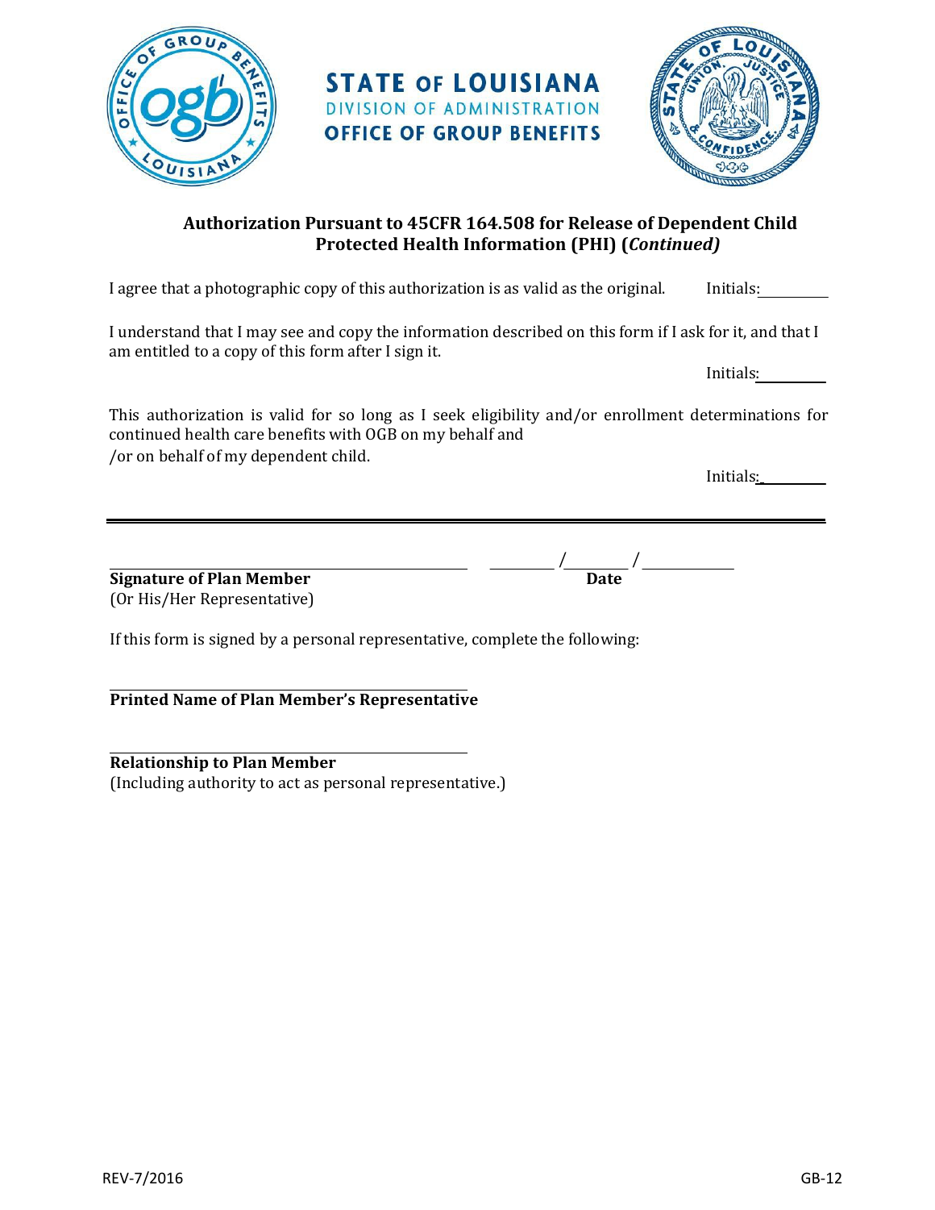**STATE OF LOUISIANA**
DIVISION OF ADMINISTRATION
**OFFICE OF GROUP BENEFITS**

## Authorization Pursuant to 45CFR 164.508 for Release of Dependent Child Protected Health Information (PHI) (*Continued)*

I agree that a photographic copy of this authorization is as valid as the original. Initials:\_\_\_\_\_\_\_\_\_

I understand that I may see and copy the information described on this form if I ask for it, and that I am entitled to a copy of this form after I sign it.

Initials:\_\_\_\_\_\_\_\_\_

This authorization is valid for so long as I seek eligibility and/or enrollment determinations for continued health care benefits with OGB on my behalf and /or on behalf of my dependent child.

Initials:\_\_\_\_\_\_\_\_\_

---

\_\_\_\_\_\_\_\_\_\_\_\_\_\_\_\_\_\_\_\_\_\_\_\_\_\_\_\_\_\_\_\_\_\_\_\_\_\_\_\_ \_\_\_\_\_\_\_\_/\_\_\_\_\_\_\_\_/\_\_\_\_\_\_\_\_\_\_\_

**Signature of Plan Member** **Date**
(Or His/Her Representative)

If this form is signed by a personal representative, complete the following:

\_\_\_\_\_\_\_\_\_\_\_\_\_\_\_\_\_\_\_\_\_\_\_\_\_\_\_\_\_\_\_\_\_\_\_\_\_\_\_\_

**Printed Name of Plan Member's Representative**

\_\_\_\_\_\_\_\_\_\_\_\_\_\_\_\_\_\_\_\_\_\_\_\_\_\_\_\_\_\_\_\_\_\_\_\_\_\_\_\_

**Relationship to Plan Member**
(Including authority to act as personal representative.)

REV-7/2016 GB-12